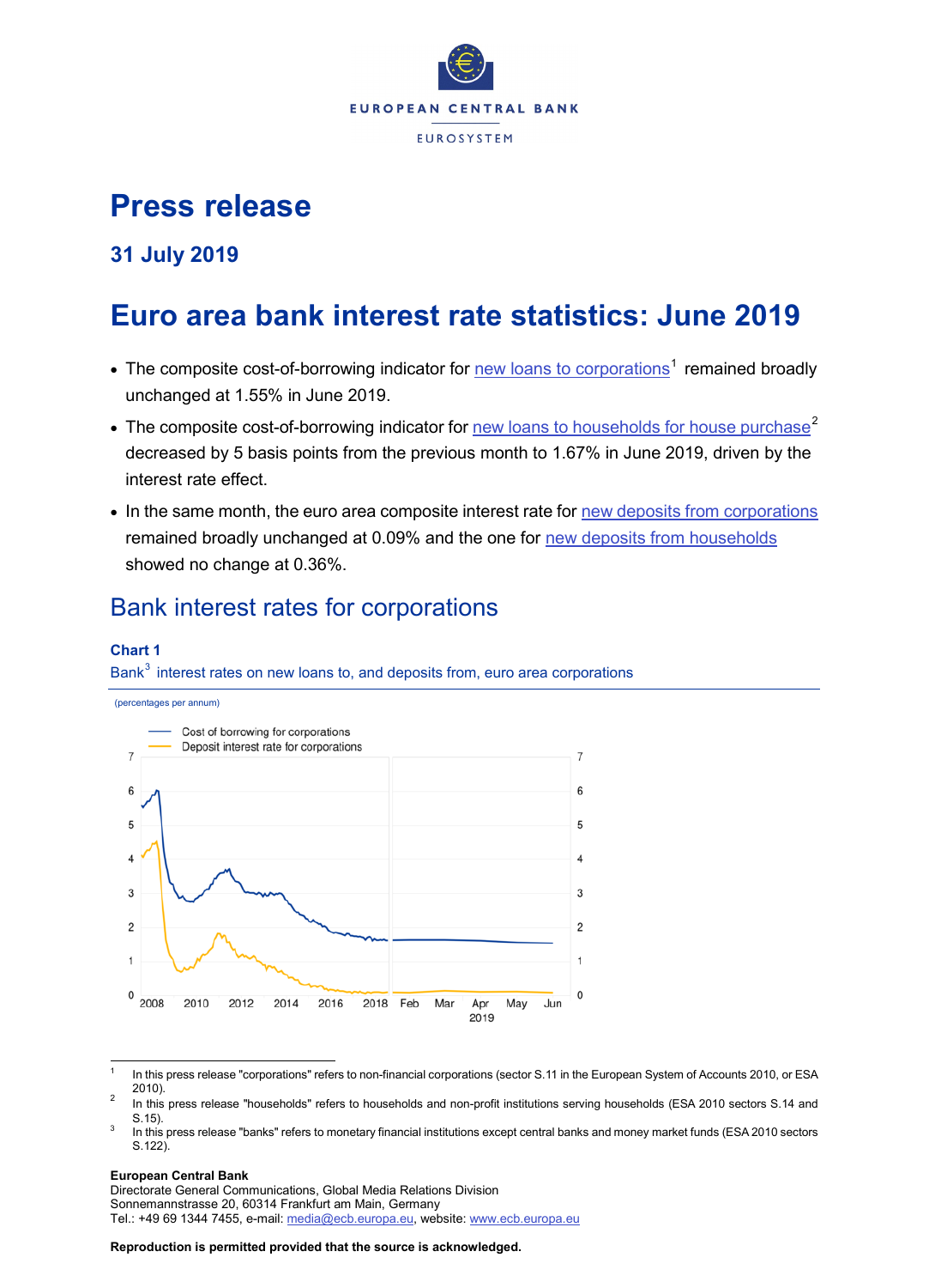# Press release

## 31 July 2019

# Euro area bank interest rate statistics: June 2019

- The composite cost-of-borrowing indicator for new loans to corporations[1] remained broadly unchanged at 1.55% in June 2019.
- The composite cost-of-borrowing indicator for new loans to households for house purchase[2] decreased by 5 basis points from the previous month to 1.67% in June 2019, driven by the interest rate effect.
- In the same month, the euro area composite interest rate for new deposits from corporations remained broadly unchanged at 0.09% and the one for new deposits from households showed no change at 0.36%.

## Bank interest rates for corporations

**Chart 1**

Bank[3] interest rates on new loans to, and deposits from, euro area corporations

(percentages per annum)

[1] In this press release "corporations" refers to non-financial corporations (sector S.11 in the European System of Accounts 2010, or ESA 2010).

[2] In this press release "households" refers to households and non-profit institutions serving households (ESA 2010 sectors S.14 and S.15).

[3] In this press release "banks" refers to monetary financial institutions except central banks and money market funds (ESA 2010 sectors S.122).

**European Central Bank**
Directorate General Communications, Global Media Relations Division
Sonnemannstrasse 20, 60314 Frankfurt am Main, Germany
Tel.: +49 69 1344 7455, e-mail: media@ecb.europa.eu, website: www.ecb.europa.eu

**Reproduction is permitted provided that the source is acknowledged.**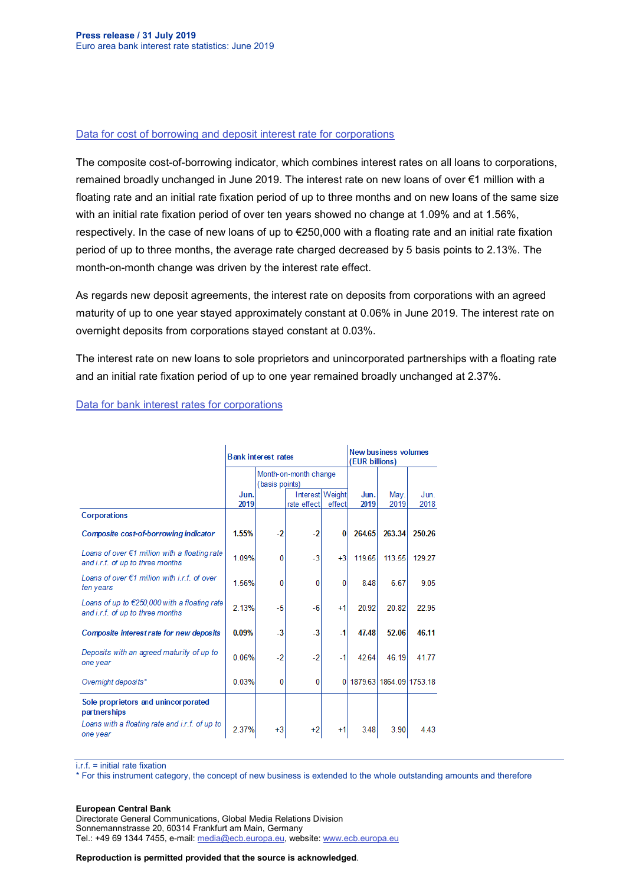[Data for cost of borrowing and deposit interest rate for corporations]

The composite cost-of-borrowing indicator, which combines interest rates on all loans to corporations, remained broadly unchanged in June 2019. The interest rate on new loans of over €1 million with a floating rate and an initial rate fixation period of up to three months and on new loans of the same size with an initial rate fixation period of over ten years showed no change at 1.09% and at 1.56%, respectively. In the case of new loans of up to €250,000 with a floating rate and an initial rate fixation period of up to three months, the average rate charged decreased by 5 basis points to 2.13%. The month-on-month change was driven by the interest rate effect.

As regards new deposit agreements, the interest rate on deposits from corporations with an agreed maturity of up to one year stayed approximately constant at 0.06% in June 2019. The interest rate on overnight deposits from corporations stayed constant at 0.03%.

The interest rate on new loans to sole proprietors and unincorporated partnerships with a floating rate and an initial rate fixation period of up to one year remained broadly unchanged at 2.37%.

[Data for bank interest rates for corporations]

| | Bank interest rates | | | | New business volumes (EUR billions) | | |
|---|---|---|---|---|---|---|---|
| | | Month-on-month change (basis points) | | | | | |
| | Jun. 2019 | | Interest rate effect | Weight effect | Jun. 2019 | May. 2019 | Jun. 2018 |
| **Corporations** | | | | | | | |
| ***Composite cost-of-borrowing indicator*** | **1.55%** | -2 | -2 | 0 | **264.65** | **263.34** | **250.26** |
| *Loans of over €1 million with a floating rate and i.r.f. of up to three months* | 1.09% | 0 | -3 | +3 | 119.65 | 113.55 | 129.27 |
| *Loans of over €1 million with i.r.f. of over ten years* | 1.56% | 0 | 0 | 0 | 8.48 | 6.67 | 9.05 |
| *Loans of up to €250,000 with a floating rate and i.r.f. of up to three months* | 2.13% | -5 | -6 | +1 | 20.92 | 20.82 | 22.95 |
| ***Composite interest rate for new deposits*** | **0.09%** | -3 | -3 | -1 | **47.48** | **52.06** | **46.11** |
| *Deposits with an agreed maturity of up to one year* | 0.06% | -2 | -2 | -1 | 42.64 | 46.19 | 41.77 |
| *Overnight deposits** | 0.03% | 0 | 0 | 0 | 1879.63 | 1864.09 | 1753.18 |
| **Sole proprietors and unincorporated partnerships** | | | | | | | |
| *Loans with a floating rate and i.r.f. of up to one year* | 2.37% | +3 | +2 | +1 | 3.48 | 3.90 | 4.43 |

i.r.f. = initial rate fixation
* For this instrument category, the concept of new business is extended to the whole outstanding amounts and therefore

**European Central Bank**
Directorate General Communications, Global Media Relations Division
Sonnemannstrasse 20, 60314 Frankfurt am Main, Germany
Tel.: +49 69 1344 7455, e-mail: media@ecb.europa.eu, website: www.ecb.europa.eu

**Reproduction is permitted provided that the source is acknowledged.**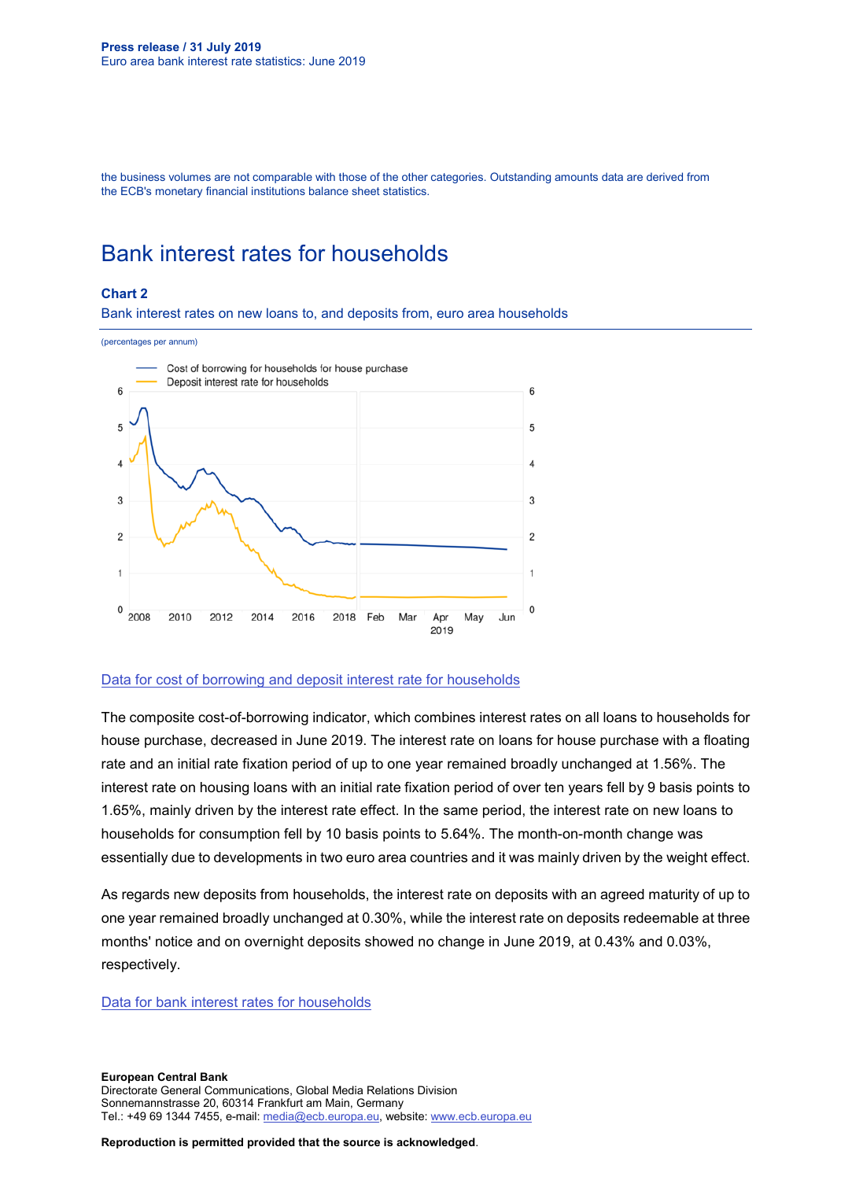the business volumes are not comparable with those of the other categories. Outstanding amounts data are derived from the ECB's monetary financial institutions balance sheet statistics.

# Bank interest rates for households

**Chart 2**

Bank interest rates on new loans to, and deposits from, euro area households

(percentages per annum)

[Data for cost of borrowing and deposit interest rate for households]

The composite cost-of-borrowing indicator, which combines interest rates on all loans to households for house purchase, decreased in June 2019. The interest rate on loans for house purchase with a floating rate and an initial rate fixation period of up to one year remained broadly unchanged at 1.56%. The interest rate on housing loans with an initial rate fixation period of over ten years fell by 9 basis points to 1.65%, mainly driven by the interest rate effect. In the same period, the interest rate on new loans to households for consumption fell by 10 basis points to 5.64%. The month-on-month change was essentially due to developments in two euro area countries and it was mainly driven by the weight effect.

As regards new deposits from households, the interest rate on deposits with an agreed maturity of up to one year remained broadly unchanged at 0.30%, while the interest rate on deposits redeemable at three months' notice and on overnight deposits showed no change in June 2019, at 0.43% and 0.03%, respectively.

[Data for bank interest rates for households]

**European Central Bank**
Directorate General Communications, Global Media Relations Division
Sonnemannstrasse 20, 60314 Frankfurt am Main, Germany
Tel.: +49 69 1344 7455, e-mail: media@ecb.europa.eu, website: www.ecb.europa.eu

**Reproduction is permitted provided that the source is acknowledged**.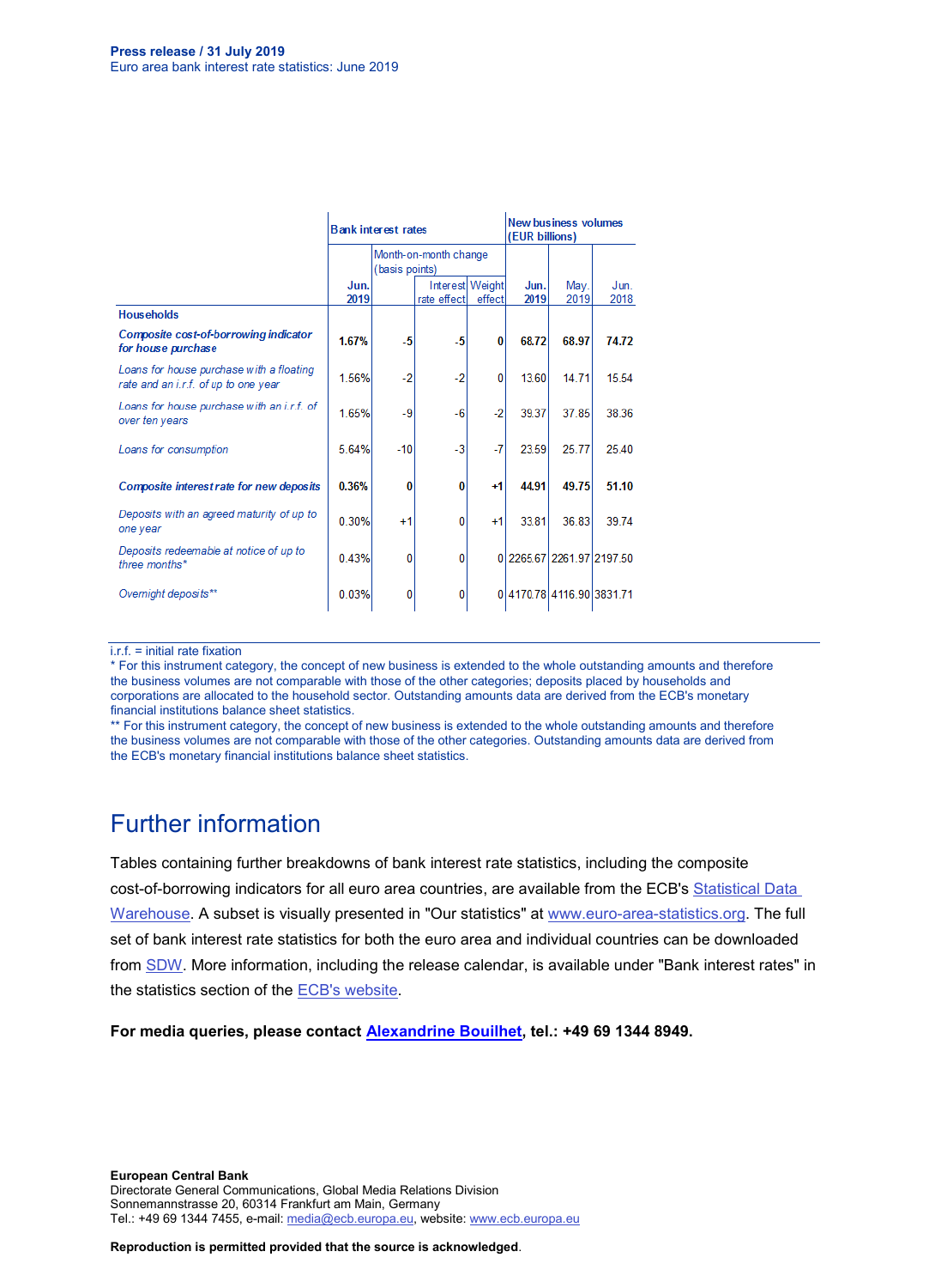**Press release / 31 July 2019**
Euro area bank interest rate statistics: June 2019

| | Bank interest rates | | | | New business volumes (EUR billions) | | |
|---|---|---|---|---|---|---|---|
| | | Month-on-month change (basis points) | | | | | |
| | **Jun. 2019** | | Interest rate effect | Weight effect | **Jun. 2019** | May. 2019 | Jun. 2018 |
| **Households** | | | | | | | |
| ***Composite cost-of-borrowing indicator for house purchase*** | **1.67%** | **-5** | **-5** | **0** | **68.72** | **68.97** | **74.72** |
| *Loans for house purchase with a floating rate and an i.r.f. of up to one year* | 1.56% | -2 | -2 | 0 | 13.60 | 14.71 | 15.54 |
| *Loans for house purchase with an i.r.f. of over ten years* | 1.65% | -9 | -6 | -2 | 39.37 | 37.85 | 38.36 |
| *Loans for consumption* | 5.64% | -10 | -3 | -7 | 23.59 | 25.77 | 25.40 |
| ***Composite interest rate for new deposits*** | **0.36%** | **0** | **0** | **+1** | **44.91** | **49.75** | **51.10** |
| *Deposits with an agreed maturity of up to one year* | 0.30% | +1 | 0 | +1 | 33.81 | 36.83 | 39.74 |
| *Deposits redeemable at notice of up to three months** | 0.43% | 0 | 0 | 0 | 2265.67 | 2261.97 | 2197.50 |
| *Overnight deposits*** | 0.03% | 0 | 0 | 0 | 4170.78 | 4116.90 | 3831.71 |

i.r.f. = initial rate fixation
* For this instrument category, the concept of new business is extended to the whole outstanding amounts and therefore the business volumes are not comparable with those of the other categories; deposits placed by households and corporations are allocated to the household sector. Outstanding amounts data are derived from the ECB's monetary financial institutions balance sheet statistics.
** For this instrument category, the concept of new business is extended to the whole outstanding amounts and therefore the business volumes are not comparable with those of the other categories. Outstanding amounts data are derived from the ECB's monetary financial institutions balance sheet statistics.

## Further information

Tables containing further breakdowns of bank interest rate statistics, including the composite cost-of-borrowing indicators for all euro area countries, are available from the ECB's Statistical Data Warehouse. A subset is visually presented in "Our statistics" at www.euro-area-statistics.org. The full set of bank interest rate statistics for both the euro area and individual countries can be downloaded from SDW. More information, including the release calendar, is available under "Bank interest rates" in the statistics section of the ECB's website.

**For media queries, please contact Alexandrine Bouilhet, tel.: +49 69 1344 8949.**

**European Central Bank**
Directorate General Communications, Global Media Relations Division
Sonnemannstrasse 20, 60314 Frankfurt am Main, Germany
Tel.: +49 69 1344 7455, e-mail: media@ecb.europa.eu, website: www.ecb.europa.eu

**Reproduction is permitted provided that the source is acknowledged.**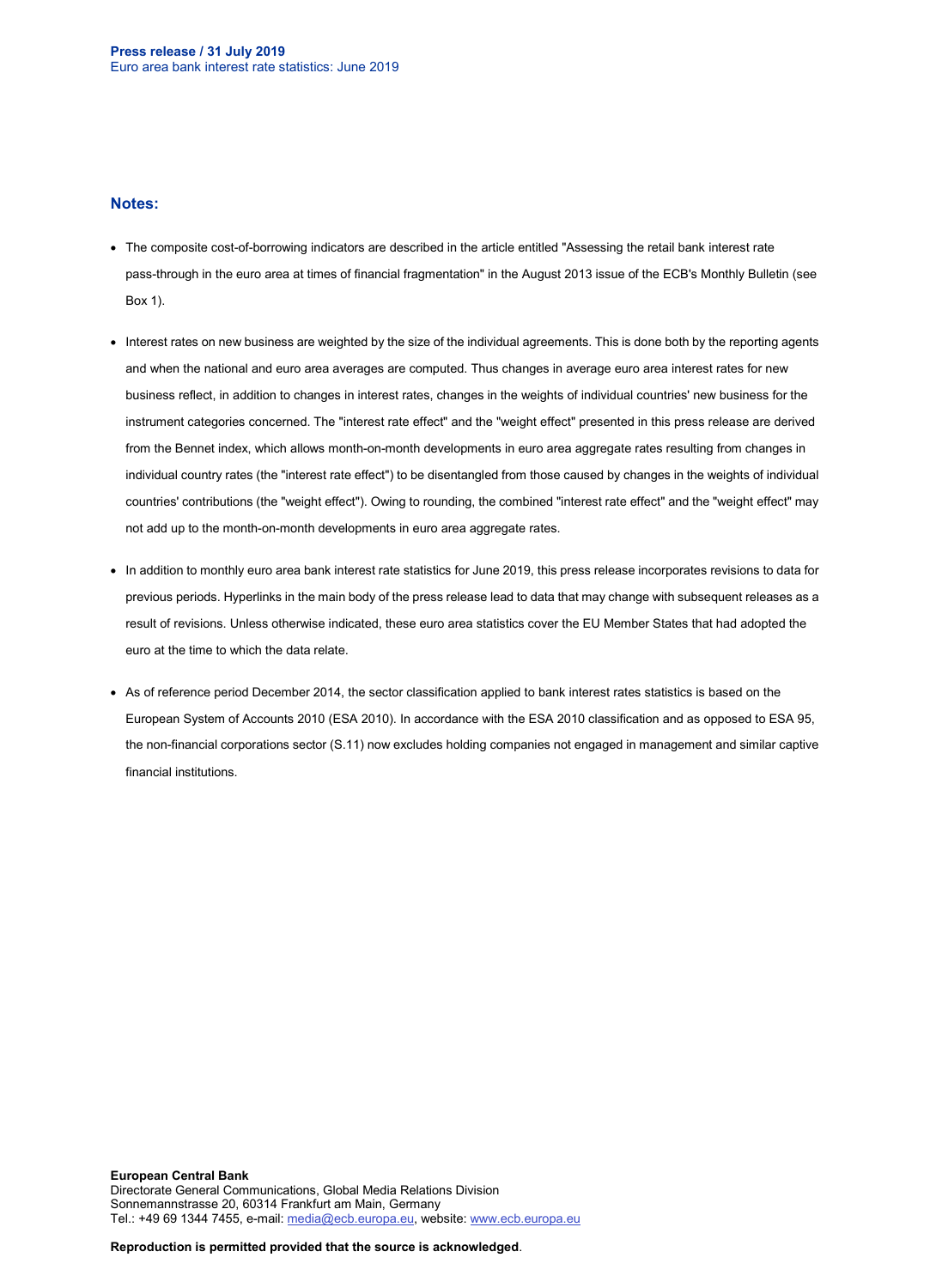## Notes:

- The composite cost-of-borrowing indicators are described in the article entitled "Assessing the retail bank interest rate pass-through in the euro area at times of financial fragmentation" in the August 2013 issue of the ECB's Monthly Bulletin (see Box 1).
- Interest rates on new business are weighted by the size of the individual agreements. This is done both by the reporting agents and when the national and euro area averages are computed. Thus changes in average euro area interest rates for new business reflect, in addition to changes in interest rates, changes in the weights of individual countries' new business for the instrument categories concerned. The "interest rate effect" and the "weight effect" presented in this press release are derived from the Bennet index, which allows month-on-month developments in euro area aggregate rates resulting from changes in individual country rates (the "interest rate effect") to be disentangled from those caused by changes in the weights of individual countries' contributions (the "weight effect"). Owing to rounding, the combined "interest rate effect" and the "weight effect" may not add up to the month-on-month developments in euro area aggregate rates.
- In addition to monthly euro area bank interest rate statistics for June 2019, this press release incorporates revisions to data for previous periods. Hyperlinks in the main body of the press release lead to data that may change with subsequent releases as a result of revisions. Unless otherwise indicated, these euro area statistics cover the EU Member States that had adopted the euro at the time to which the data relate.
- As of reference period December 2014, the sector classification applied to bank interest rates statistics is based on the European System of Accounts 2010 (ESA 2010). In accordance with the ESA 2010 classification and as opposed to ESA 95, the non-financial corporations sector (S.11) now excludes holding companies not engaged in management and similar captive financial institutions.

**European Central Bank**
Directorate General Communications, Global Media Relations Division
Sonnemannstrasse 20, 60314 Frankfurt am Main, Germany
Tel.: +49 69 1344 7455, e-mail: media@ecb.europa.eu, website: www.ecb.europa.eu

**Reproduction is permitted provided that the source is acknowledged.**